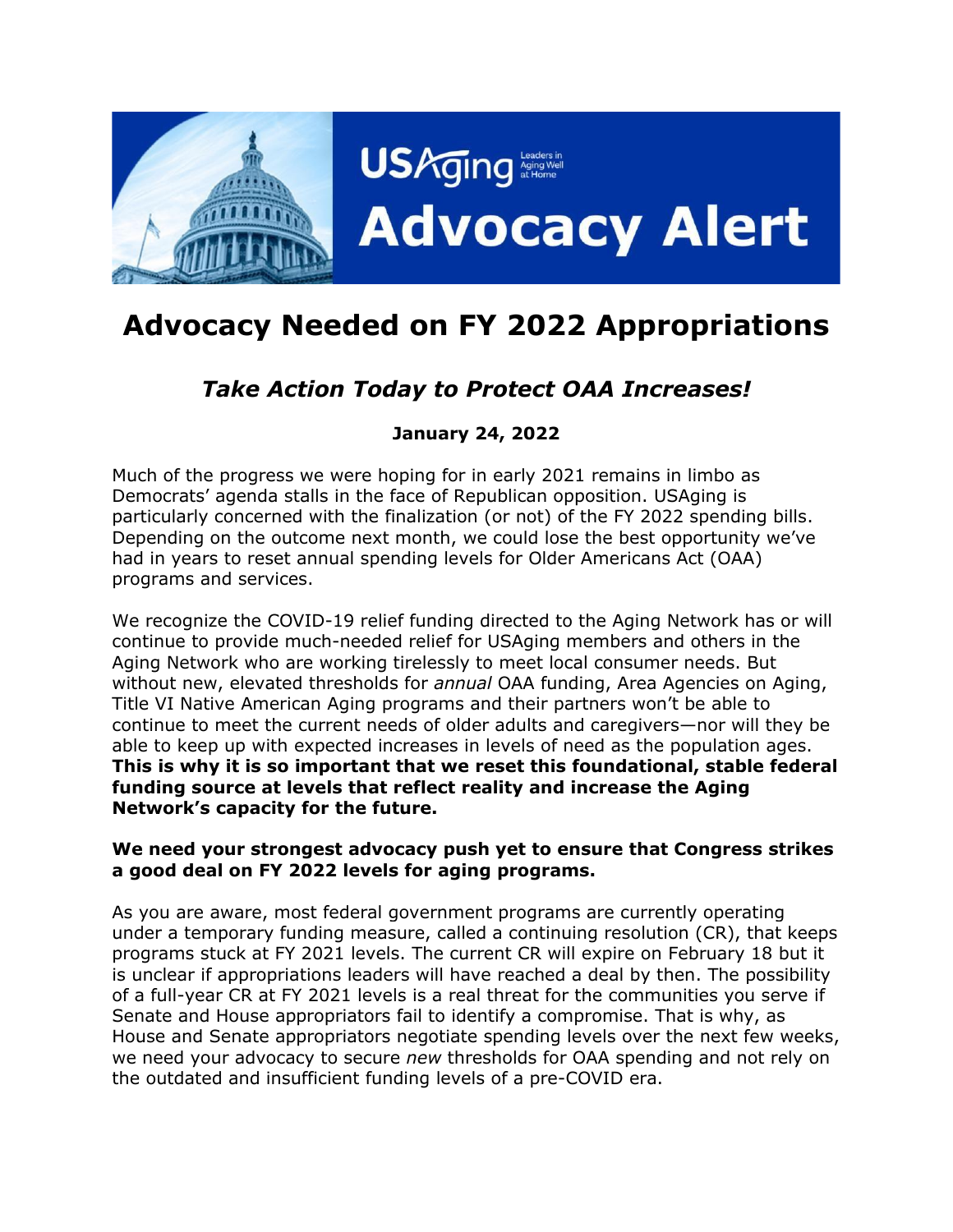# Advocacy Needed on FY 2022 Appropriations

## *Take Action Today to Protect OAA Increases!*

**January 24, 2022**

Much of the progress we were hoping for in early 2021 remains in limbo as Democrats' agenda stalls in the face of Republican opposition. USAging is particularly concerned with the finalization (or not) of the FY 2022 spending bills. Depending on the outcome next month, we could lose the best opportunity we've had in years to reset annual spending levels for Older Americans Act (OAA) programs and services.

We recognize the COVID-19 relief funding directed to the Aging Network has or will continue to provide much-needed relief for USAging members and others in the Aging Network who are working tirelessly to meet local consumer needs. But without new, elevated thresholds for *annual* OAA funding, Area Agencies on Aging, Title VI Native American Aging programs and their partners won't be able to continue to meet the current needs of older adults and caregivers—nor will they be able to keep up with expected increases in levels of need as the population ages. **This is why it is so important that we reset this foundational, stable federal funding source at levels that reflect reality and increase the Aging Network's capacity for the future.**

**We need your strongest advocacy push yet to ensure that Congress strikes a good deal on FY 2022 levels for aging programs.**

As you are aware, most federal government programs are currently operating under a temporary funding measure, called a continuing resolution (CR), that keeps programs stuck at FY 2021 levels. The current CR will expire on February 18 but it is unclear if appropriations leaders will have reached a deal by then. The possibility of a full-year CR at FY 2021 levels is a real threat for the communities you serve if Senate and House appropriators fail to identify a compromise. That is why, as House and Senate appropriators negotiate spending levels over the next few weeks, we need your advocacy to secure *new* thresholds for OAA spending and not rely on the outdated and insufficient funding levels of a pre-COVID era.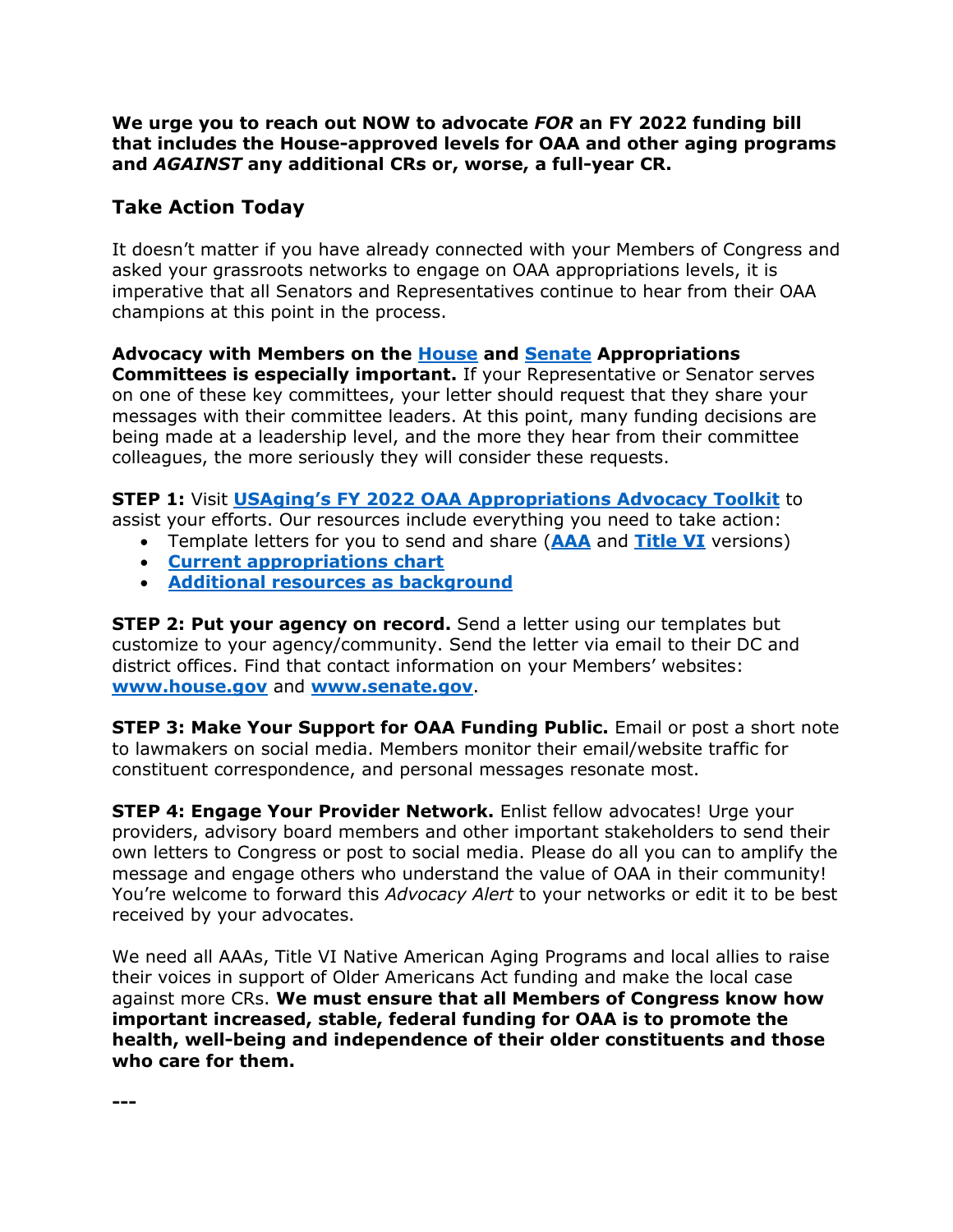**We urge you to reach out NOW to advocate *FOR* an FY 2022 funding bill that includes the House-approved levels for OAA and other aging programs and *AGAINST* any additional CRs or, worse, a full-year CR.**

## Take Action Today

It doesn't matter if you have already connected with your Members of Congress and asked your grassroots networks to engage on OAA appropriations levels, it is imperative that all Senators and Representatives continue to hear from their OAA champions at this point in the process.

**Advocacy with Members on the House and Senate Appropriations Committees is especially important.** If your Representative or Senator serves on one of these key committees, your letter should request that they share your messages with their committee leaders. At this point, many funding decisions are being made at a leadership level, and the more they hear from their committee colleagues, the more seriously they will consider these requests.

**STEP 1:** Visit **USAging's FY 2022 OAA Appropriations Advocacy Toolkit** to assist your efforts. Our resources include everything you need to take action:

- Template letters for you to send and share (**AAA** and **Title VI** versions)
- **Current appropriations chart**
- **Additional resources as background**

**STEP 2: Put your agency on record.** Send a letter using our templates but customize to your agency/community. Send the letter via email to their DC and district offices. Find that contact information on your Members' websites: **www.house.gov** and **www.senate.gov**.

**STEP 3: Make Your Support for OAA Funding Public.** Email or post a short note to lawmakers on social media. Members monitor their email/website traffic for constituent correspondence, and personal messages resonate most.

**STEP 4: Engage Your Provider Network.** Enlist fellow advocates! Urge your providers, advisory board members and other important stakeholders to send their own letters to Congress or post to social media. Please do all you can to amplify the message and engage others who understand the value of OAA in their community! You're welcome to forward this *Advocacy Alert* to your networks or edit it to be best received by your advocates.

We need all AAAs, Title VI Native American Aging Programs and local allies to raise their voices in support of Older Americans Act funding and make the local case against more CRs. **We must ensure that all Members of Congress know how important increased, stable, federal funding for OAA is to promote the health, well-being and independence of their older constituents and those who care for them.**

---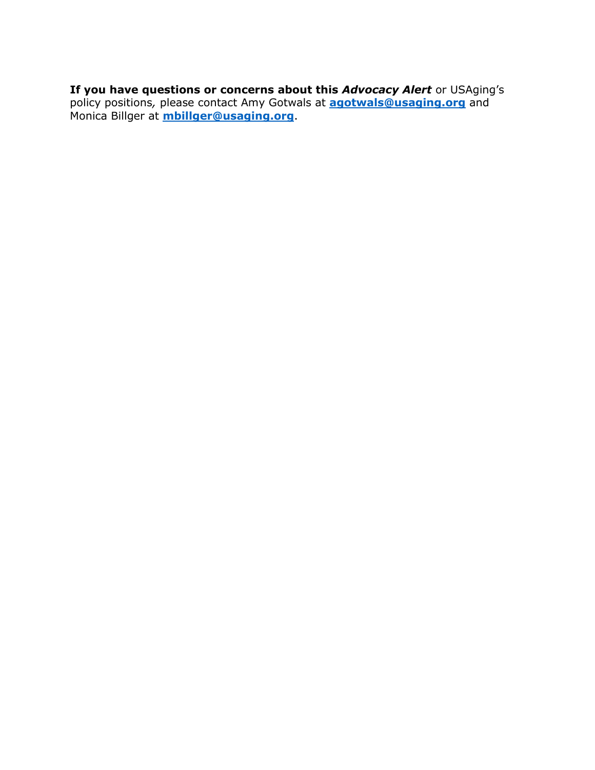**If you have questions or concerns about this *Advocacy Alert*** or USAging's policy positions, please contact Amy Gotwals at **[agotwals@usaging.org](mailto:agotwals@usaging.org)** and Monica Billger at **[mbillger@usaging.org](mailto:mbillger@usaging.org)**.